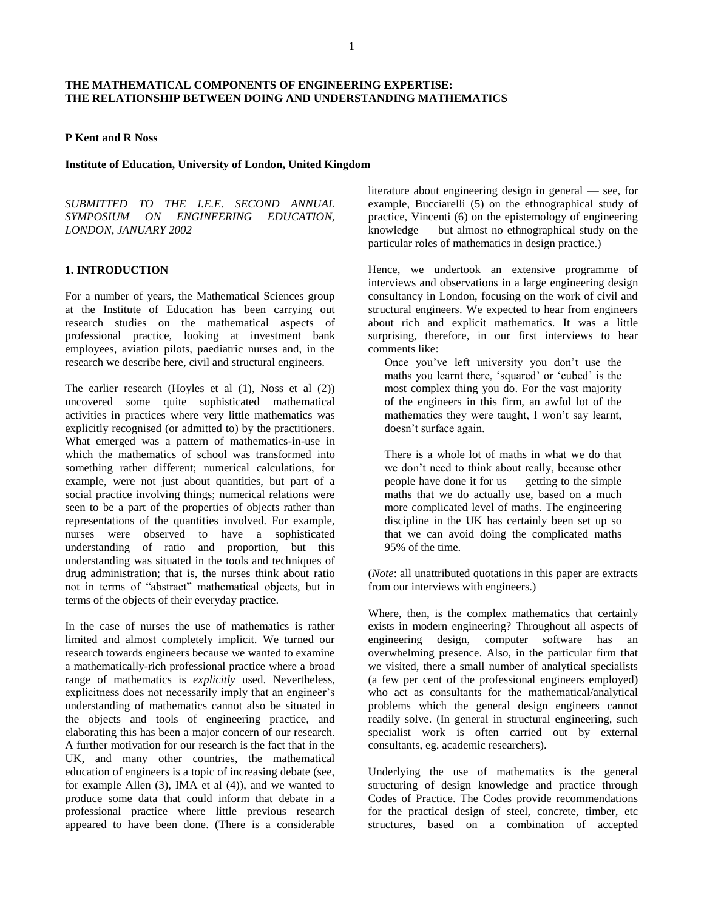# THE MATHEMATICAL COMPONENTS OF ENGINEERING EXPERTISE: THE RELATIONSHIP BETWEEN DOING AND UNDERSTANDING MATHEMATICS

**P Kent and R Noss**

**Institute of Education, University of London, United Kingdom**

*SUBMITTED TO THE I.E.E. SECOND ANNUAL SYMPOSIUM ON ENGINEERING EDUCATION, LONDON, JANUARY 2002*

## 1. INTRODUCTION

For a number of years, the Mathematical Sciences group at the Institute of Education has been carrying out research studies on the mathematical aspects of professional practice, looking at investment bank employees, aviation pilots, paediatric nurses and, in the research we describe here, civil and structural engineers.

The earlier research (Hoyles et al (1), Noss et al (2)) uncovered some quite sophisticated mathematical activities in practices where very little mathematics was explicitly recognised (or admitted to) by the practitioners. What emerged was a pattern of mathematics-in-use in which the mathematics of school was transformed into something rather different; numerical calculations, for example, were not just about quantities, but part of a social practice involving things; numerical relations were seen to be a part of the properties of objects rather than representations of the quantities involved. For example, nurses were observed to have a sophisticated understanding of ratio and proportion, but this understanding was situated in the tools and techniques of drug administration; that is, the nurses think about ratio not in terms of "abstract" mathematical objects, but in terms of the objects of their everyday practice.

In the case of nurses the use of mathematics is rather limited and almost completely implicit. We turned our research towards engineers because we wanted to examine a mathematically-rich professional practice where a broad range of mathematics is *explicitly* used. Nevertheless, explicitness does not necessarily imply that an engineer's understanding of mathematics cannot also be situated in the objects and tools of engineering practice, and elaborating this has been a major concern of our research. A further motivation for our research is the fact that in the UK, and many other countries, the mathematical education of engineers is a topic of increasing debate (see, for example Allen (3), IMA et al (4)), and we wanted to produce some data that could inform that debate in a professional practice where little previous research appeared to have been done. (There is a considerable literature about engineering design in general — see, for example, Bucciarelli (5) on the ethnographical study of practice, Vincenti (6) on the epistemology of engineering knowledge — but almost no ethnographical study on the particular roles of mathematics in design practice.)

Hence, we undertook an extensive programme of interviews and observations in a large engineering design consultancy in London, focusing on the work of civil and structural engineers. We expected to hear from engineers about rich and explicit mathematics. It was a little surprising, therefore, in our first interviews to hear comments like:

> Once you've left university you don't use the maths you learnt there, 'squared' or 'cubed' is the most complex thing you do. For the vast majority of the engineers in this firm, an awful lot of the mathematics they were taught, I won't say learnt, doesn't surface again.

> There is a whole lot of maths in what we do that we don't need to think about really, because other people have done it for us — getting to the simple maths that we do actually use, based on a much more complicated level of maths. The engineering discipline in the UK has certainly been set up so that we can avoid doing the complicated maths 95% of the time.

(*Note*: all unattributed quotations in this paper are extracts from our interviews with engineers.)

Where, then, is the complex mathematics that certainly exists in modern engineering? Throughout all aspects of engineering design, computer software has an overwhelming presence. Also, in the particular firm that we visited, there a small number of analytical specialists (a few per cent of the professional engineers employed) who act as consultants for the mathematical/analytical problems which the general design engineers cannot readily solve. (In general in structural engineering, such specialist work is often carried out by external consultants, eg. academic researchers).

Underlying the use of mathematics is the general structuring of design knowledge and practice through Codes of Practice. The Codes provide recommendations for the practical design of steel, concrete, timber, etc structures, based on a combination of accepted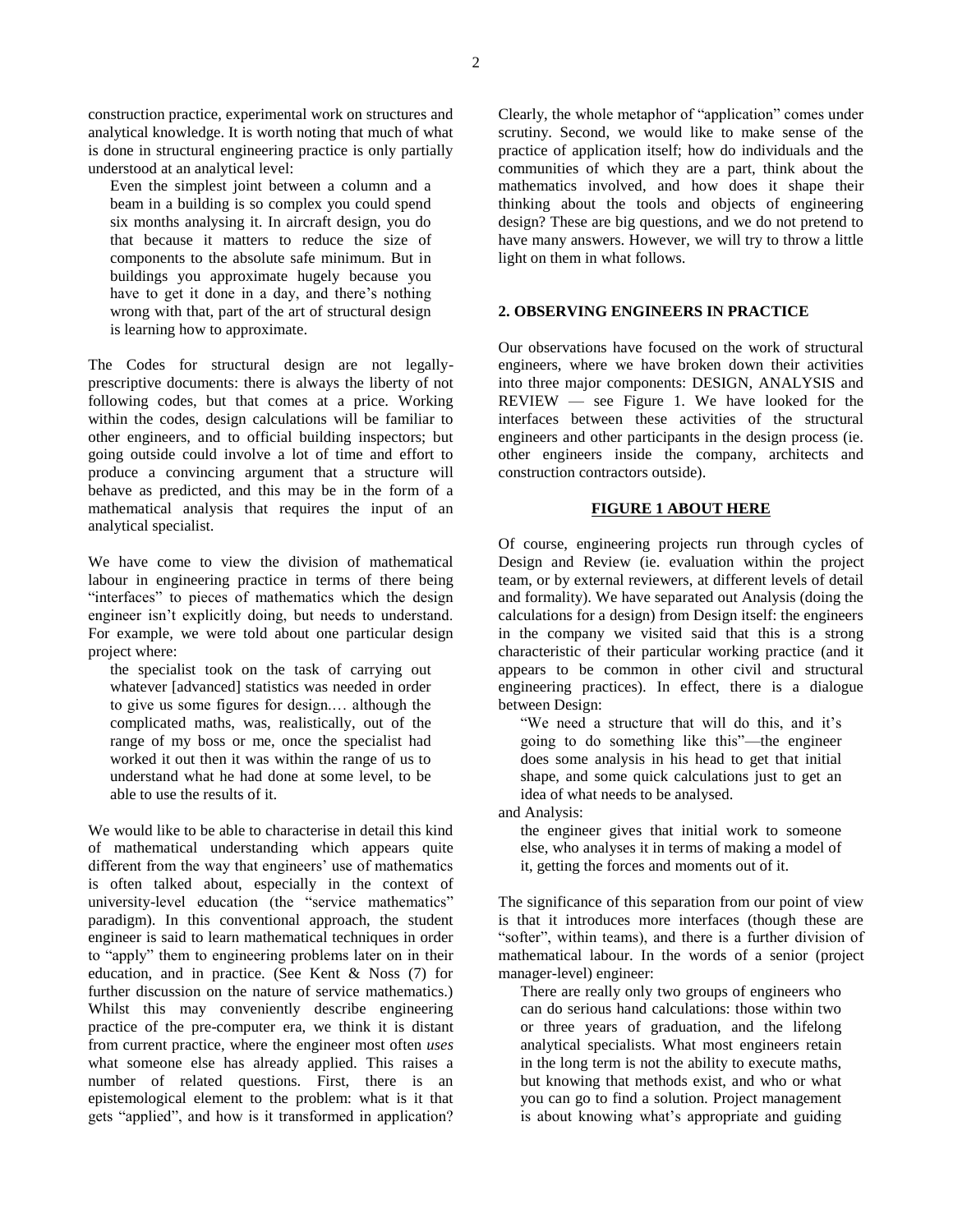construction practice, experimental work on structures and analytical knowledge. It is worth noting that much of what is done in structural engineering practice is only partially understood at an analytical level:

> Even the simplest joint between a column and a beam in a building is so complex you could spend six months analysing it. In aircraft design, you do that because it matters to reduce the size of components to the absolute safe minimum. But in buildings you approximate hugely because you have to get it done in a day, and there's nothing wrong with that, part of the art of structural design is learning how to approximate.

The Codes for structural design are not legally-prescriptive documents: there is always the liberty of not following codes, but that comes at a price. Working within the codes, design calculations will be familiar to other engineers, and to official building inspectors; but going outside could involve a lot of time and effort to produce a convincing argument that a structure will behave as predicted, and this may be in the form of a mathematical analysis that requires the input of an analytical specialist.

We have come to view the division of mathematical labour in engineering practice in terms of there being "interfaces" to pieces of mathematics which the design engineer isn't explicitly doing, but needs to understand. For example, we were told about one particular design project where:

> the specialist took on the task of carrying out whatever [advanced] statistics was needed in order to give us some figures for design.… although the complicated maths, was, realistically, out of the range of my boss or me, once the specialist had worked it out then it was within the range of us to understand what he had done at some level, to be able to use the results of it.

We would like to be able to characterise in detail this kind of mathematical understanding which appears quite different from the way that engineers' use of mathematics is often talked about, especially in the context of university-level education (the "service mathematics" paradigm). In this conventional approach, the student engineer is said to learn mathematical techniques in order to "apply" them to engineering problems later on in their education, and in practice. (See Kent & Noss (7) for further discussion on the nature of service mathematics.) Whilst this may conveniently describe engineering practice of the pre-computer era, we think it is distant from current practice, where the engineer most often *uses* what someone else has already applied. This raises a number of related questions. First, there is an epistemological element to the problem: what is it that gets "applied", and how is it transformed in application? Clearly, the whole metaphor of "application" comes under scrutiny. Second, we would like to make sense of the practice of application itself; how do individuals and the communities of which they are a part, think about the mathematics involved, and how does it shape their thinking about the tools and objects of engineering design? These are big questions, and we do not pretend to have many answers. However, we will try to throw a little light on them in what follows.

## 2. OBSERVING ENGINEERS IN PRACTICE

Our observations have focused on the work of structural engineers, where we have broken down their activities into three major components: DESIGN, ANALYSIS and REVIEW — see Figure 1. We have looked for the interfaces between these activities of the structural engineers and other participants in the design process (ie. other engineers inside the company, architects and construction contractors outside).

**FIGURE 1 ABOUT HERE**

Of course, engineering projects run through cycles of Design and Review (ie. evaluation within the project team, or by external reviewers, at different levels of detail and formality). We have separated out Analysis (doing the calculations for a design) from Design itself: the engineers in the company we visited said that this is a strong characteristic of their particular working practice (and it appears to be common in other civil and structural engineering practices). In effect, there is a dialogue between Design:

> "We need a structure that will do this, and it's going to do something like this"—the engineer does some analysis in his head to get that initial shape, and some quick calculations just to get an idea of what needs to be analysed.

and Analysis:

> the engineer gives that initial work to someone else, who analyses it in terms of making a model of it, getting the forces and moments out of it.

The significance of this separation from our point of view is that it introduces more interfaces (though these are "softer", within teams), and there is a further division of mathematical labour. In the words of a senior (project manager-level) engineer:

> There are really only two groups of engineers who can do serious hand calculations: those within two or three years of graduation, and the lifelong analytical specialists. What most engineers retain in the long term is not the ability to execute maths, but knowing that methods exist, and who or what you can go to find a solution. Project management is about knowing what's appropriate and guiding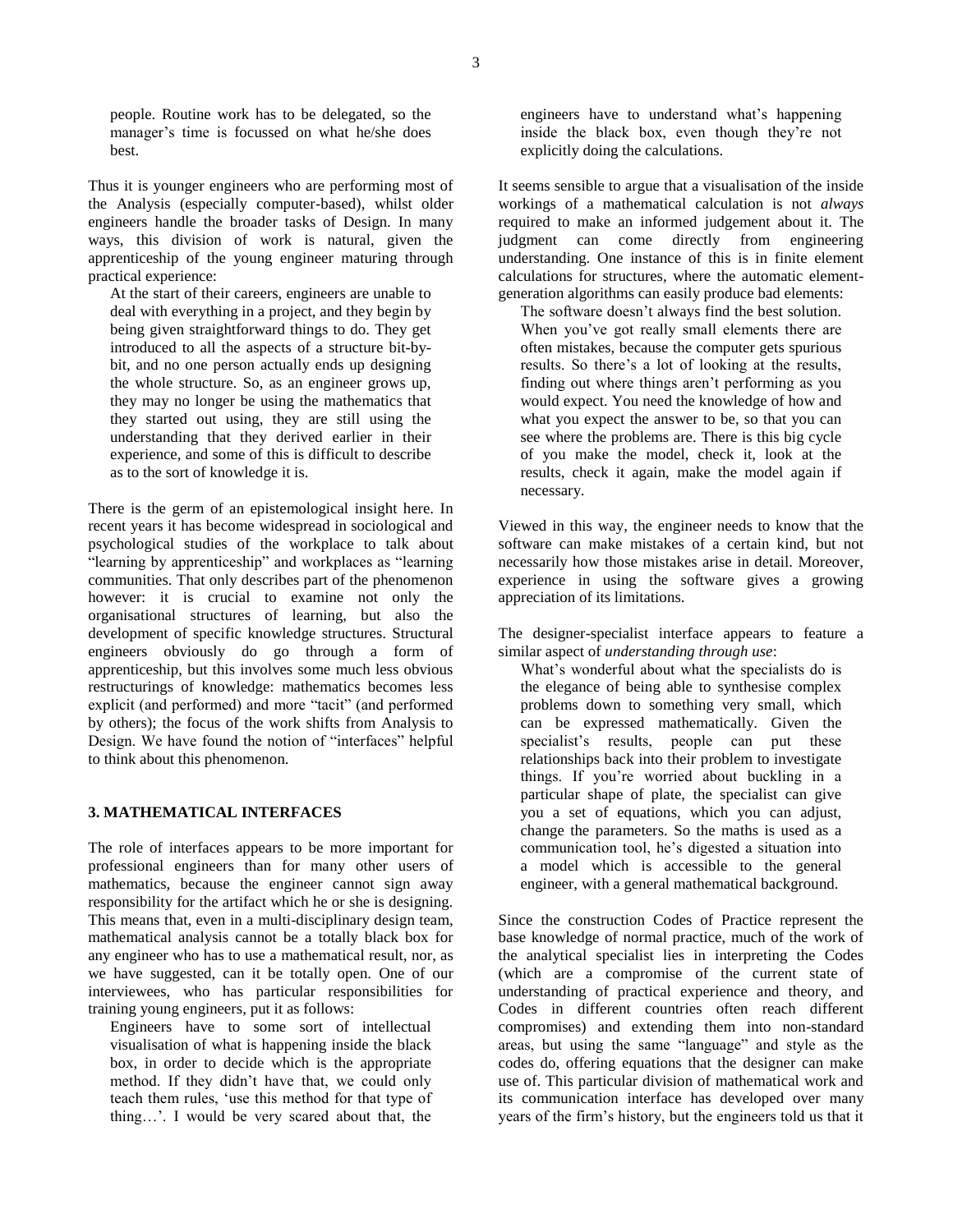people. Routine work has to be delegated, so the manager's time is focussed on what he/she does best.

Thus it is younger engineers who are performing most of the Analysis (especially computer-based), whilst older engineers handle the broader tasks of Design. In many ways, this division of work is natural, given the apprenticeship of the young engineer maturing through practical experience:

> At the start of their careers, engineers are unable to deal with everything in a project, and they begin by being given straightforward things to do. They get introduced to all the aspects of a structure bit-by-bit, and no one person actually ends up designing the whole structure. So, as an engineer grows up, they may no longer be using the mathematics that they started out using, they are still using the understanding that they derived earlier in their experience, and some of this is difficult to describe as to the sort of knowledge it is.

There is the germ of an epistemological insight here. In recent years it has become widespread in sociological and psychological studies of the workplace to talk about "learning by apprenticeship" and workplaces as "learning communities. That only describes part of the phenomenon however: it is crucial to examine not only the organisational structures of learning, but also the development of specific knowledge structures. Structural engineers obviously do go through a form of apprenticeship, but this involves some much less obvious restructurings of knowledge: mathematics becomes less explicit (and performed) and more "tacit" (and performed by others); the focus of the work shifts from Analysis to Design. We have found the notion of "interfaces" helpful to think about this phenomenon.

## 3. MATHEMATICAL INTERFACES

The role of interfaces appears to be more important for professional engineers than for many other users of mathematics, because the engineer cannot sign away responsibility for the artifact which he or she is designing. This means that, even in a multi-disciplinary design team, mathematical analysis cannot be a totally black box for any engineer who has to use a mathematical result, nor, as we have suggested, can it be totally open. One of our interviewees, who has particular responsibilities for training young engineers, put it as follows:

> Engineers have to some sort of intellectual visualisation of what is happening inside the black box, in order to decide which is the appropriate method. If they didn't have that, we could only teach them rules, 'use this method for that type of thing…'. I would be very scared about that, the engineers have to understand what's happening inside the black box, even though they're not explicitly doing the calculations.

It seems sensible to argue that a visualisation of the inside workings of a mathematical calculation is not *always* required to make an informed judgement about it. The judgment can come directly from engineering understanding. One instance of this is in finite element calculations for structures, where the automatic element-generation algorithms can easily produce bad elements:

> The software doesn't always find the best solution. When you've got really small elements there are often mistakes, because the computer gets spurious results. So there's a lot of looking at the results, finding out where things aren't performing as you would expect. You need the knowledge of how and what you expect the answer to be, so that you can see where the problems are. There is this big cycle of you make the model, check it, look at the results, check it again, make the model again if necessary.

Viewed in this way, the engineer needs to know that the software can make mistakes of a certain kind, but not necessarily how those mistakes arise in detail. Moreover, experience in using the software gives a growing appreciation of its limitations.

The designer-specialist interface appears to feature a similar aspect of *understanding through use*:

> What's wonderful about what the specialists do is the elegance of being able to synthesise complex problems down to something very small, which can be expressed mathematically. Given the specialist's results, people can put these relationships back into their problem to investigate things. If you're worried about buckling in a particular shape of plate, the specialist can give you a set of equations, which you can adjust, change the parameters. So the maths is used as a communication tool, he's digested a situation into a model which is accessible to the general engineer, with a general mathematical background.

Since the construction Codes of Practice represent the base knowledge of normal practice, much of the work of the analytical specialist lies in interpreting the Codes (which are a compromise of the current state of understanding of practical experience and theory, and Codes in different countries often reach different compromises) and extending them into non-standard areas, but using the same "language" and style as the codes do, offering equations that the designer can make use of. This particular division of mathematical work and its communication interface has developed over many years of the firm's history, but the engineers told us that it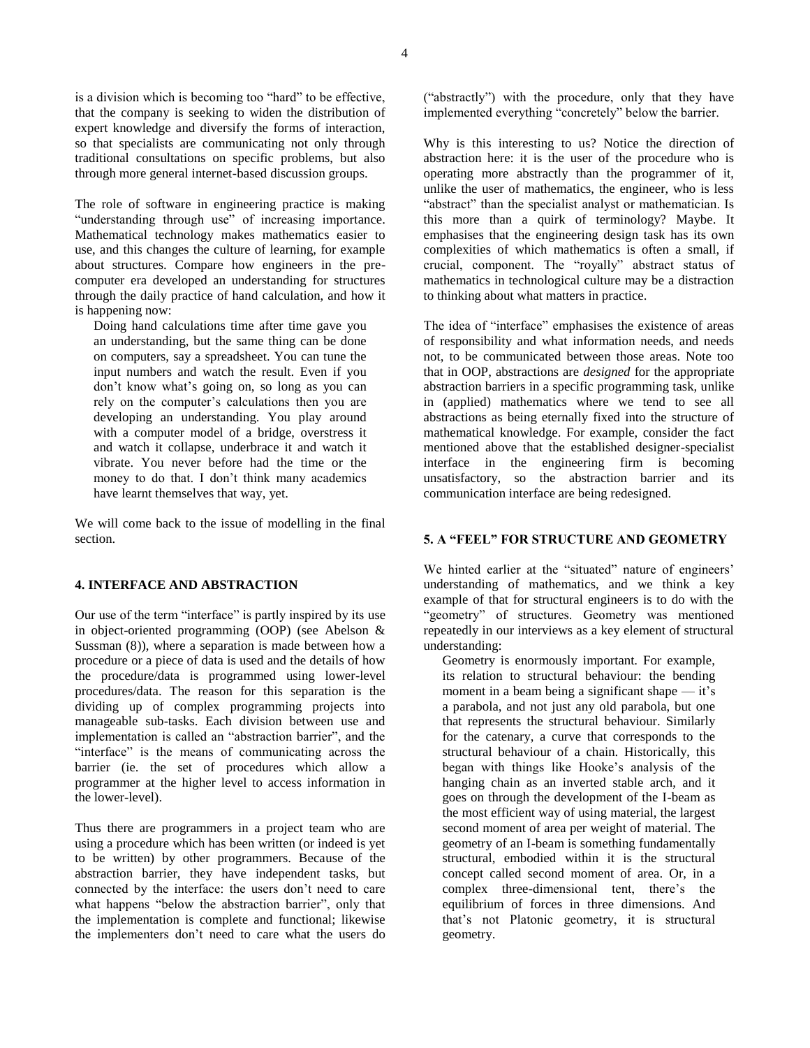is a division which is becoming too "hard" to be effective, that the company is seeking to widen the distribution of expert knowledge and diversify the forms of interaction, so that specialists are communicating not only through traditional consultations on specific problems, but also through more general internet-based discussion groups.

The role of software in engineering practice is making "understanding through use" of increasing importance. Mathematical technology makes mathematics easier to use, and this changes the culture of learning, for example about structures. Compare how engineers in the pre-computer era developed an understanding for structures through the daily practice of hand calculation, and how it is happening now:

> Doing hand calculations time after time gave you an understanding, but the same thing can be done on computers, say a spreadsheet. You can tune the input numbers and watch the result. Even if you don't know what's going on, so long as you can rely on the computer's calculations then you are developing an understanding. You play around with a computer model of a bridge, overstress it and watch it collapse, underbrace it and watch it vibrate. You never before had the time or the money to do that. I don't think many academics have learnt themselves that way, yet.

We will come back to the issue of modelling in the final section.

## 4. INTERFACE AND ABSTRACTION

Our use of the term "interface" is partly inspired by its use in object-oriented programming (OOP) (see Abelson & Sussman (8)), where a separation is made between how a procedure or a piece of data is used and the details of how the procedure/data is programmed using lower-level procedures/data. The reason for this separation is the dividing up of complex programming projects into manageable sub-tasks. Each division between use and implementation is called an "abstraction barrier", and the "interface" is the means of communicating across the barrier (ie. the set of procedures which allow a programmer at the higher level to access information in the lower-level).

Thus there are programmers in a project team who are using a procedure which has been written (or indeed is yet to be written) by other programmers. Because of the abstraction barrier, they have independent tasks, but connected by the interface: the users don't need to care what happens "below the abstraction barrier", only that the implementation is complete and functional; likewise the implementers don't need to care what the users do ("abstractly") with the procedure, only that they have implemented everything "concretely" below the barrier.

Why is this interesting to us? Notice the direction of abstraction here: it is the user of the procedure who is operating more abstractly than the programmer of it, unlike the user of mathematics, the engineer, who is less "abstract" than the specialist analyst or mathematician. Is this more than a quirk of terminology? Maybe. It emphasises that the engineering design task has its own complexities of which mathematics is often a small, if crucial, component. The "royally" abstract status of mathematics in technological culture may be a distraction to thinking about what matters in practice.

The idea of "interface" emphasises the existence of areas of responsibility and what information needs, and needs not, to be communicated between those areas. Note too that in OOP, abstractions are *designed* for the appropriate abstraction barriers in a specific programming task, unlike in (applied) mathematics where we tend to see all abstractions as being eternally fixed into the structure of mathematical knowledge. For example, consider the fact mentioned above that the established designer-specialist interface in the engineering firm is becoming unsatisfactory, so the abstraction barrier and its communication interface are being redesigned.

## 5. A "FEEL" FOR STRUCTURE AND GEOMETRY

We hinted earlier at the "situated" nature of engineers' understanding of mathematics, and we think a key example of that for structural engineers is to do with the "geometry" of structures. Geometry was mentioned repeatedly in our interviews as a key element of structural understanding:

> Geometry is enormously important. For example, its relation to structural behaviour: the bending moment in a beam being a significant shape — it's a parabola, and not just any old parabola, but one that represents the structural behaviour. Similarly for the catenary, a curve that corresponds to the structural behaviour of a chain. Historically, this began with things like Hooke's analysis of the hanging chain as an inverted stable arch, and it goes on through the development of the I-beam as the most efficient way of using material, the largest second moment of area per weight of material. The geometry of an I-beam is something fundamentally structural, embodied within it is the structural concept called second moment of area. Or, in a complex three-dimensional tent, there's the equilibrium of forces in three dimensions. And that's not Platonic geometry, it is structural geometry.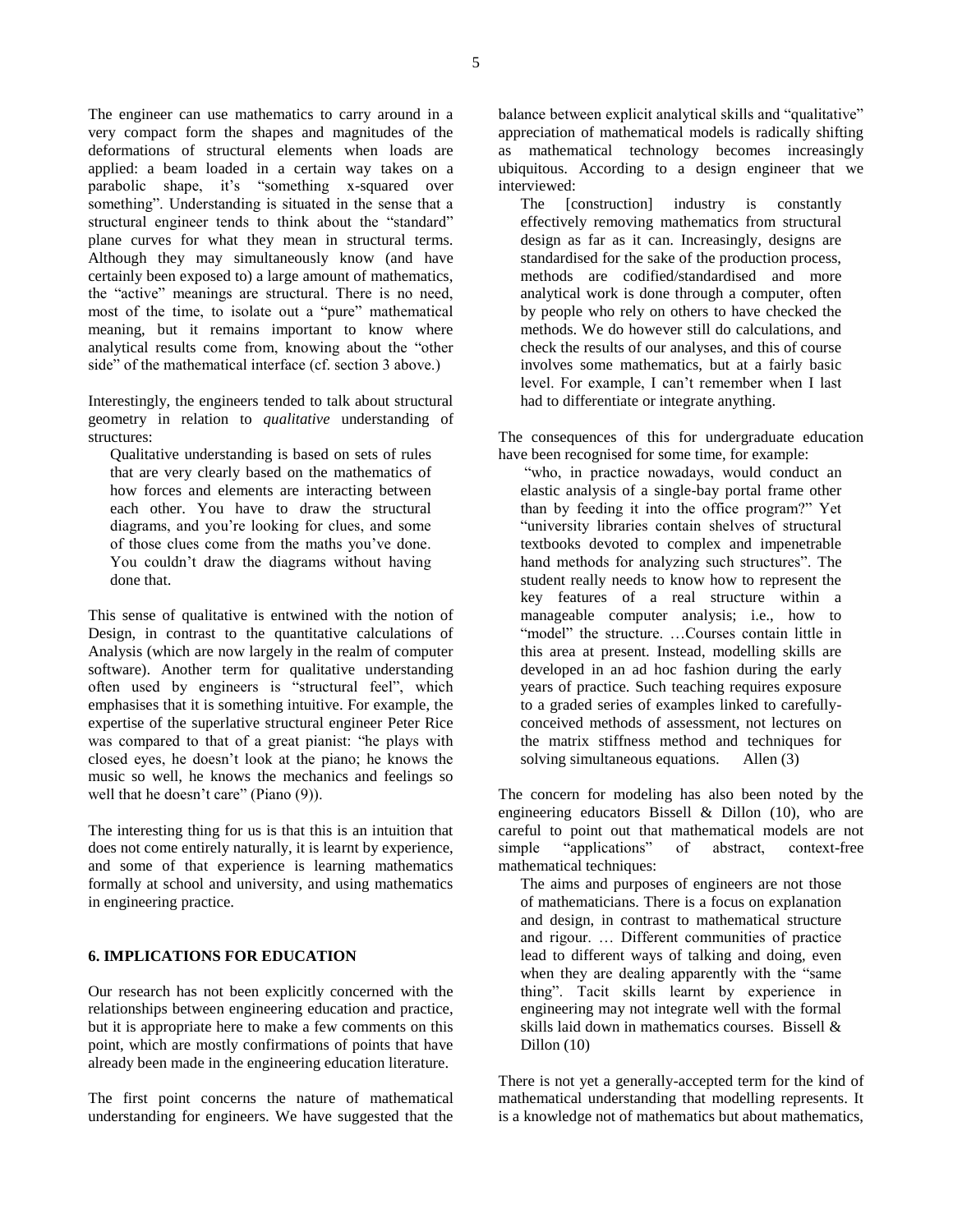The engineer can use mathematics to carry around in a very compact form the shapes and magnitudes of the deformations of structural elements when loads are applied: a beam loaded in a certain way takes on a parabolic shape, it's "something x-squared over something". Understanding is situated in the sense that a structural engineer tends to think about the "standard" plane curves for what they mean in structural terms. Although they may simultaneously know (and have certainly been exposed to) a large amount of mathematics, the "active" meanings are structural. There is no need, most of the time, to isolate out a "pure" mathematical meaning, but it remains important to know where analytical results come from, knowing about the "other side" of the mathematical interface (cf. section 3 above.)

Interestingly, the engineers tended to talk about structural geometry in relation to *qualitative* understanding of structures:

> Qualitative understanding is based on sets of rules that are very clearly based on the mathematics of how forces and elements are interacting between each other. You have to draw the structural diagrams, and you're looking for clues, and some of those clues come from the maths you've done. You couldn't draw the diagrams without having done that.

This sense of qualitative is entwined with the notion of Design, in contrast to the quantitative calculations of Analysis (which are now largely in the realm of computer software). Another term for qualitative understanding often used by engineers is "structural feel", which emphasises that it is something intuitive. For example, the expertise of the superlative structural engineer Peter Rice was compared to that of a great pianist: "he plays with closed eyes, he doesn't look at the piano; he knows the music so well, he knows the mechanics and feelings so well that he doesn't care" (Piano (9)).

The interesting thing for us is that this is an intuition that does not come entirely naturally, it is learnt by experience, and some of that experience is learning mathematics formally at school and university, and using mathematics in engineering practice.

## 6. IMPLICATIONS FOR EDUCATION

Our research has not been explicitly concerned with the relationships between engineering education and practice, but it is appropriate here to make a few comments on this point, which are mostly confirmations of points that have already been made in the engineering education literature.

The first point concerns the nature of mathematical understanding for engineers. We have suggested that the balance between explicit analytical skills and "qualitative" appreciation of mathematical models is radically shifting as mathematical technology becomes increasingly ubiquitous. According to a design engineer that we interviewed:

> The [construction] industry is constantly effectively removing mathematics from structural design as far as it can. Increasingly, designs are standardised for the sake of the production process, methods are codified/standardised and more analytical work is done through a computer, often by people who rely on others to have checked the methods. We do however still do calculations, and check the results of our analyses, and this of course involves some mathematics, but at a fairly basic level. For example, I can't remember when I last had to differentiate or integrate anything.

The consequences of this for undergraduate education have been recognised for some time, for example:

> "who, in practice nowadays, would conduct an elastic analysis of a single-bay portal frame other than by feeding it into the office program?" Yet "university libraries contain shelves of structural textbooks devoted to complex and impenetrable hand methods for analyzing such structures". The student really needs to know how to represent the key features of a real structure within a manageable computer analysis; i.e., how to "model" the structure. …Courses contain little in this area at present. Instead, modelling skills are developed in an ad hoc fashion during the early years of practice. Such teaching requires exposure to a graded series of examples linked to carefully-conceived methods of assessment, not lectures on the matrix stiffness method and techniques for solving simultaneous equations. Allen (3)

The concern for modeling has also been noted by the engineering educators Bissell & Dillon (10), who are careful to point out that mathematical models are not simple "applications" of abstract, context-free mathematical techniques:

> The aims and purposes of engineers are not those of mathematicians. There is a focus on explanation and design, in contrast to mathematical structure and rigour. … Different communities of practice lead to different ways of talking and doing, even when they are dealing apparently with the "same thing". Tacit skills learnt by experience in engineering may not integrate well with the formal skills laid down in mathematics courses. Bissell & Dillon (10)

There is not yet a generally-accepted term for the kind of mathematical understanding that modelling represents. It is a knowledge not of mathematics but about mathematics,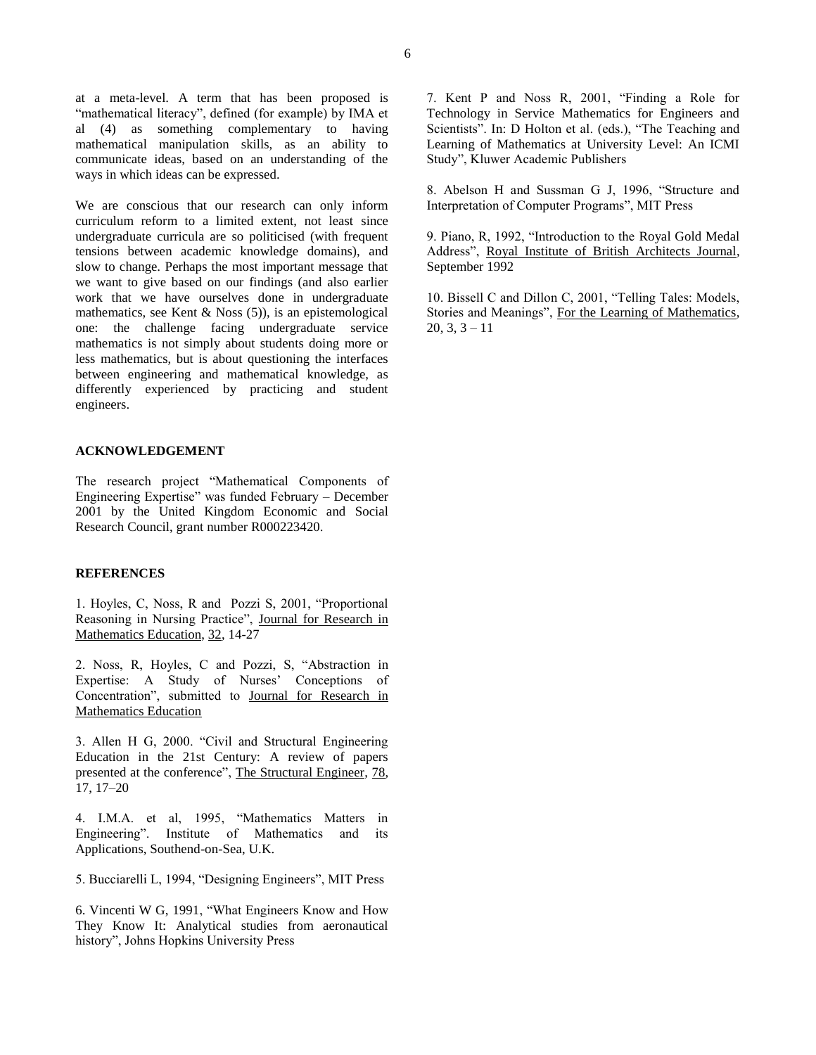at a meta-level. A term that has been proposed is "mathematical literacy", defined (for example) by IMA et al (4) as something complementary to having mathematical manipulation skills, as an ability to communicate ideas, based on an understanding of the ways in which ideas can be expressed.

We are conscious that our research can only inform curriculum reform to a limited extent, not least since undergraduate curricula are so politicised (with frequent tensions between academic knowledge domains), and slow to change. Perhaps the most important message that we want to give based on our findings (and also earlier work that we have ourselves done in undergraduate mathematics, see Kent & Noss (5)), is an epistemological one: the challenge facing undergraduate service mathematics is not simply about students doing more or less mathematics, but is about questioning the interfaces between engineering and mathematical knowledge, as differently experienced by practicing and student engineers.

## ACKNOWLEDGEMENT

The research project "Mathematical Components of Engineering Expertise" was funded February – December 2001 by the United Kingdom Economic and Social Research Council, grant number R000223420.

## REFERENCES

1. Hoyles, C, Noss, R and Pozzi S, 2001, "Proportional Reasoning in Nursing Practice", Journal for Research in Mathematics Education, 32, 14-27

2. Noss, R, Hoyles, C and Pozzi, S, "Abstraction in Expertise: A Study of Nurses' Conceptions of Concentration", submitted to Journal for Research in Mathematics Education

3. Allen H G, 2000. "Civil and Structural Engineering Education in the 21st Century: A review of papers presented at the conference", The Structural Engineer, 78, 17, 17–20

4. I.M.A. et al, 1995, "Mathematics Matters in Engineering". Institute of Mathematics and its Applications, Southend-on-Sea, U.K.

5. Bucciarelli L, 1994, "Designing Engineers", MIT Press

6. Vincenti W G, 1991, "What Engineers Know and How They Know It: Analytical studies from aeronautical history", Johns Hopkins University Press

7. Kent P and Noss R, 2001, "Finding a Role for Technology in Service Mathematics for Engineers and Scientists". In: D Holton et al. (eds.), "The Teaching and Learning of Mathematics at University Level: An ICMI Study", Kluwer Academic Publishers

8. Abelson H and Sussman G J, 1996, "Structure and Interpretation of Computer Programs", MIT Press

9. Piano, R, 1992, "Introduction to the Royal Gold Medal Address", Royal Institute of British Architects Journal, September 1992

10. Bissell C and Dillon C, 2001, "Telling Tales: Models, Stories and Meanings", For the Learning of Mathematics, 20, 3, 3 – 11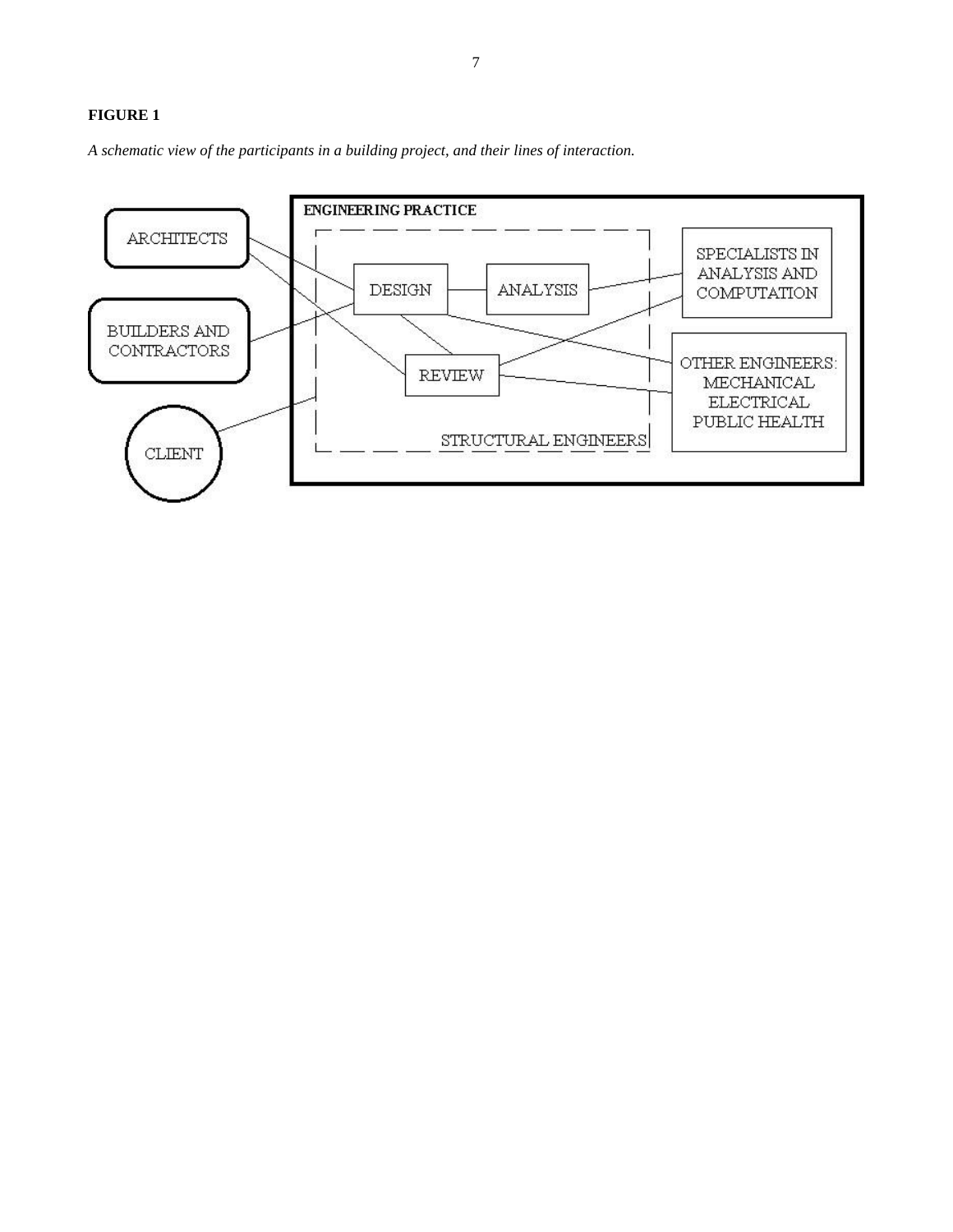**FIGURE 1**

*A schematic view of the participants in a building project, and their lines of interaction.*

ENGINEERING PRACTICE

ARCHITECTS

BUILDERS AND CONTRACTORS

CLIENT

DESIGN

ANALYSIS

REVIEW

STRUCTURAL ENGINEERS

SPECIALISTS IN ANALYSIS AND COMPUTATION

OTHER ENGINEERS: MECHANICAL ELECTRICAL PUBLIC HEALTH